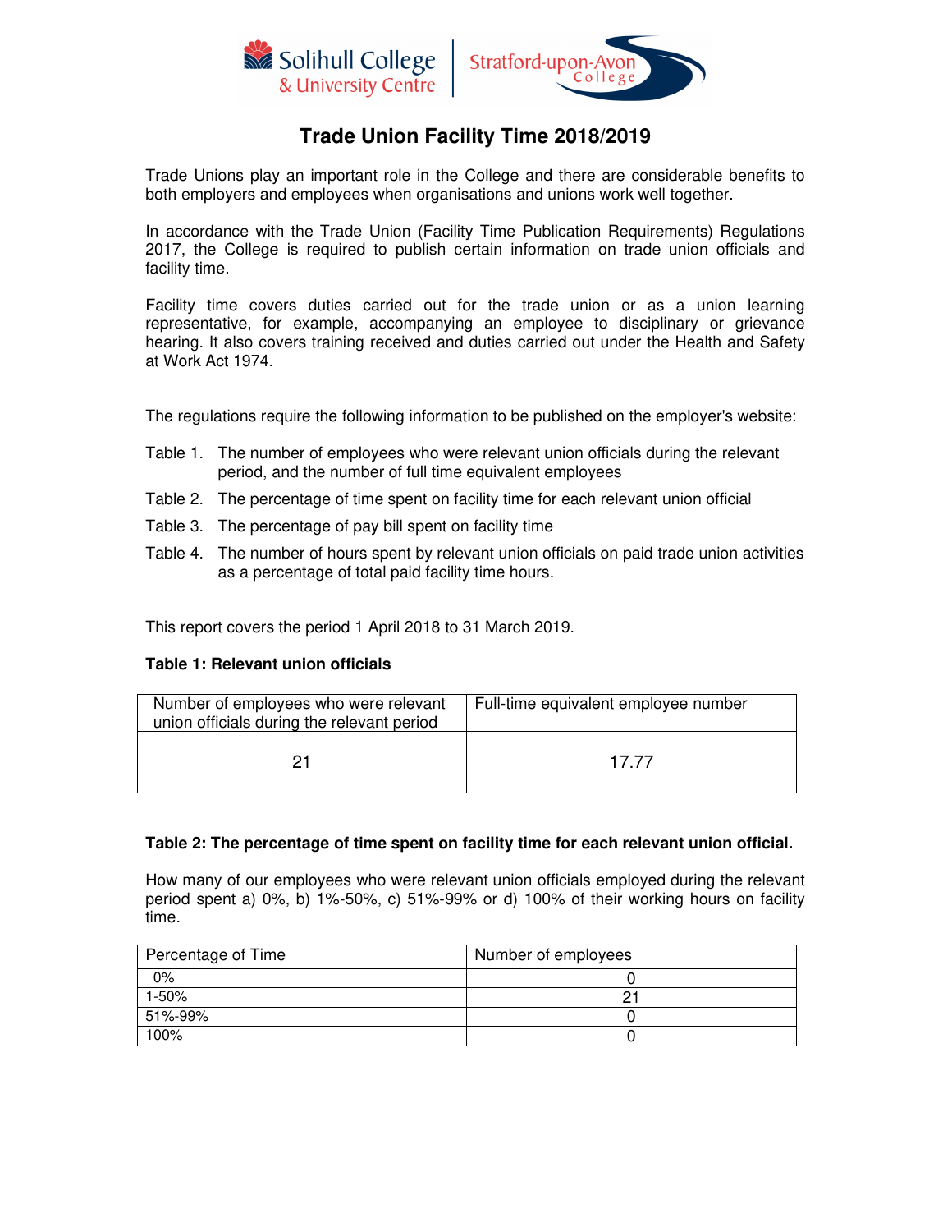# Trade Union Facility Time 2018/2019

Trade Unions play an important role in the College and there are considerable benefits to both employers and employees when organisations and unions work well together.

In accordance with the Trade Union (Facility Time Publication Requirements) Regulations 2017, the College is required to publish certain information on trade union officials and facility time.

Facility time covers duties carried out for the trade union or as a union learning representative, for example, accompanying an employee to disciplinary or grievance hearing. It also covers training received and duties carried out under the Health and Safety at Work Act 1974.

The regulations require the following information to be published on the employer's website:

- Table 1. The number of employees who were relevant union officials during the relevant period, and the number of full time equivalent employees
- Table 2. The percentage of time spent on facility time for each relevant union official
- Table 3. The percentage of pay bill spent on facility time
- Table 4. The number of hours spent by relevant union officials on paid trade union activities as a percentage of total paid facility time hours.

This report covers the period 1 April 2018 to 31 March 2019.

**Table 1: Relevant union officials**

| Number of employees who were relevant union officials during the relevant period | Full-time equivalent employee number |
|---|---|
| 21 | 17.77 |

**Table 2: The percentage of time spent on facility time for each relevant union official.**

How many of our employees who were relevant union officials employed during the relevant period spent a) 0%, b) 1%-50%, c) 51%-99% or d) 100% of their working hours on facility time.

| Percentage of Time | Number of employees |
|---|---|
| 0% | 0 |
| 1-50% | 21 |
| 51%-99% | 0 |
| 100% | 0 |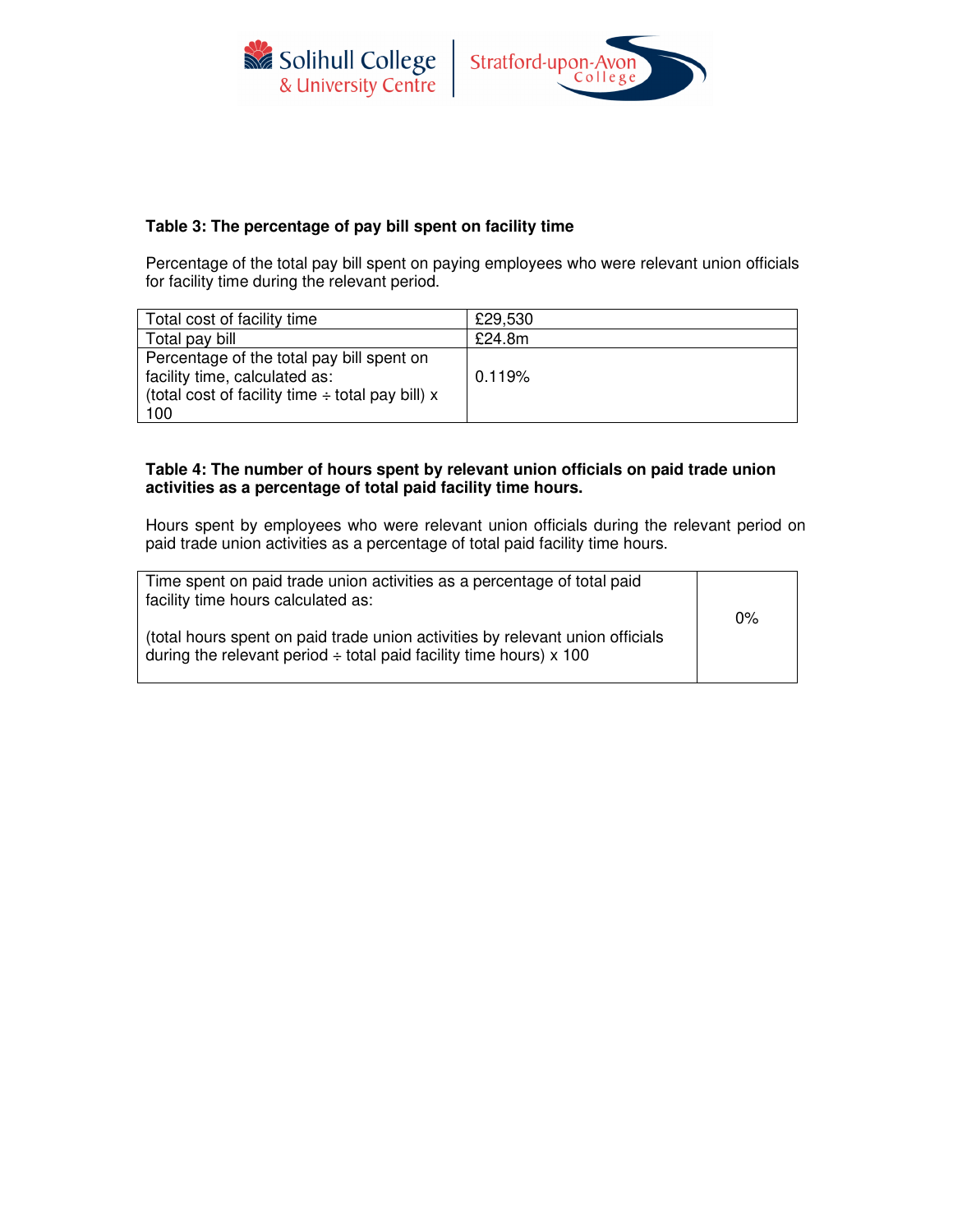**Table 3: The percentage of pay bill spent on facility time**

Percentage of the total pay bill spent on paying employees who were relevant union officials for facility time during the relevant period.

| | |
|---|---|
| Total cost of facility time | £29,530 |
| Total pay bill | £24.8m |
| Percentage of the total pay bill spent on facility time, calculated as: (total cost of facility time ÷ total pay bill) x 100 | 0.119% |

**Table 4: The number of hours spent by relevant union officials on paid trade union activities as a percentage of total paid facility time hours.**

Hours spent by employees who were relevant union officials during the relevant period on paid trade union activities as a percentage of total paid facility time hours.

| | |
|---|---|
| Time spent on paid trade union activities as a percentage of total paid facility time hours calculated as: (total hours spent on paid trade union activities by relevant union officials during the relevant period ÷ total paid facility time hours) x 100 | 0% |